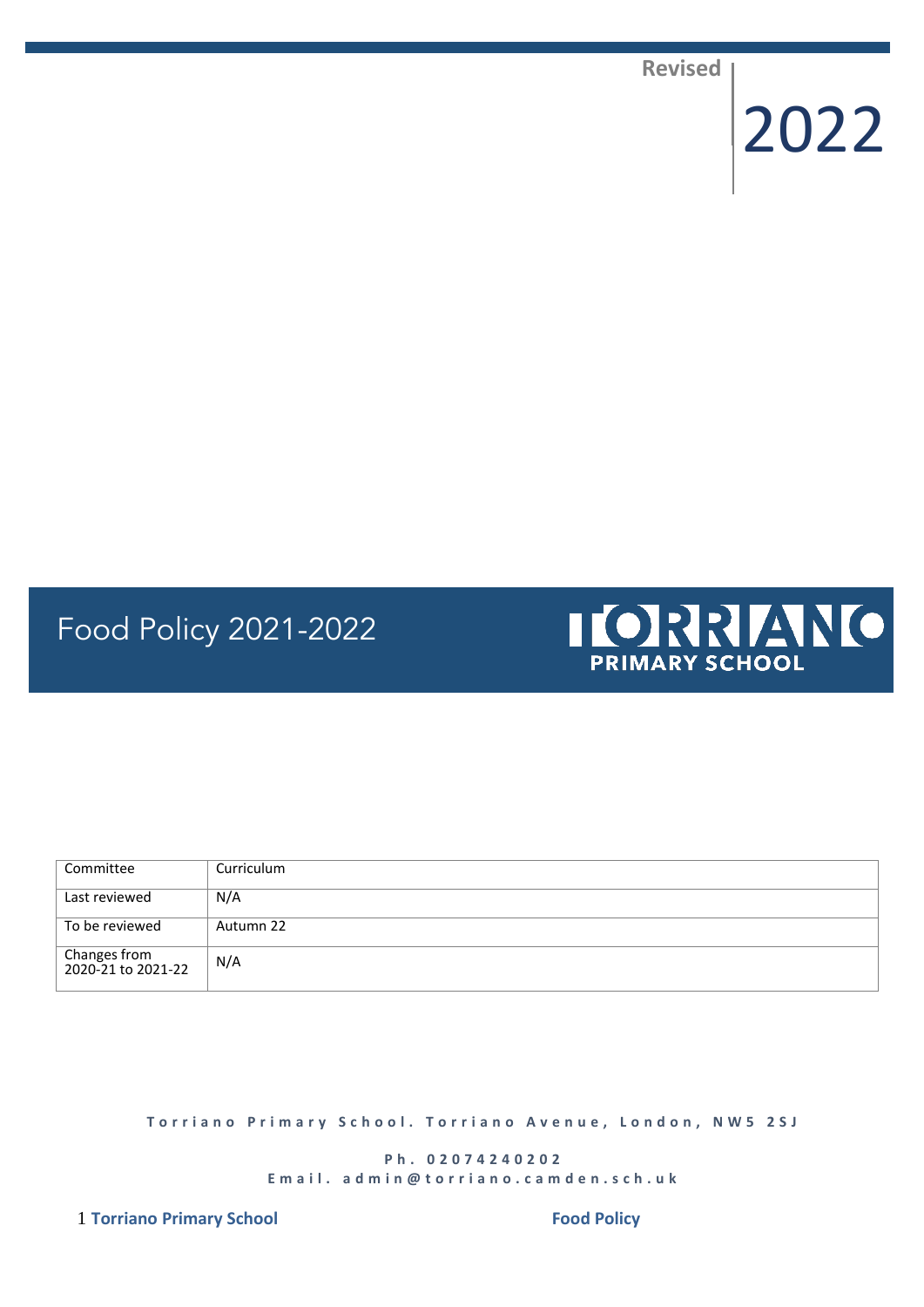Revised

2022

# Food Policy 2021-2022

TORRIANO
PRIMARY SCHOOL

| Committee | Curriculum |
|---|---|
| Last reviewed | N/A |
| To be reviewed | Autumn 22 |
| Changes from 2020-21 to 2021-22 | N/A |

**Torriano Primary School. Torriano Avenue, London, NW5 2SJ**

**Ph. 02074240202**
**Email. admin@torriano.camden.sch.uk**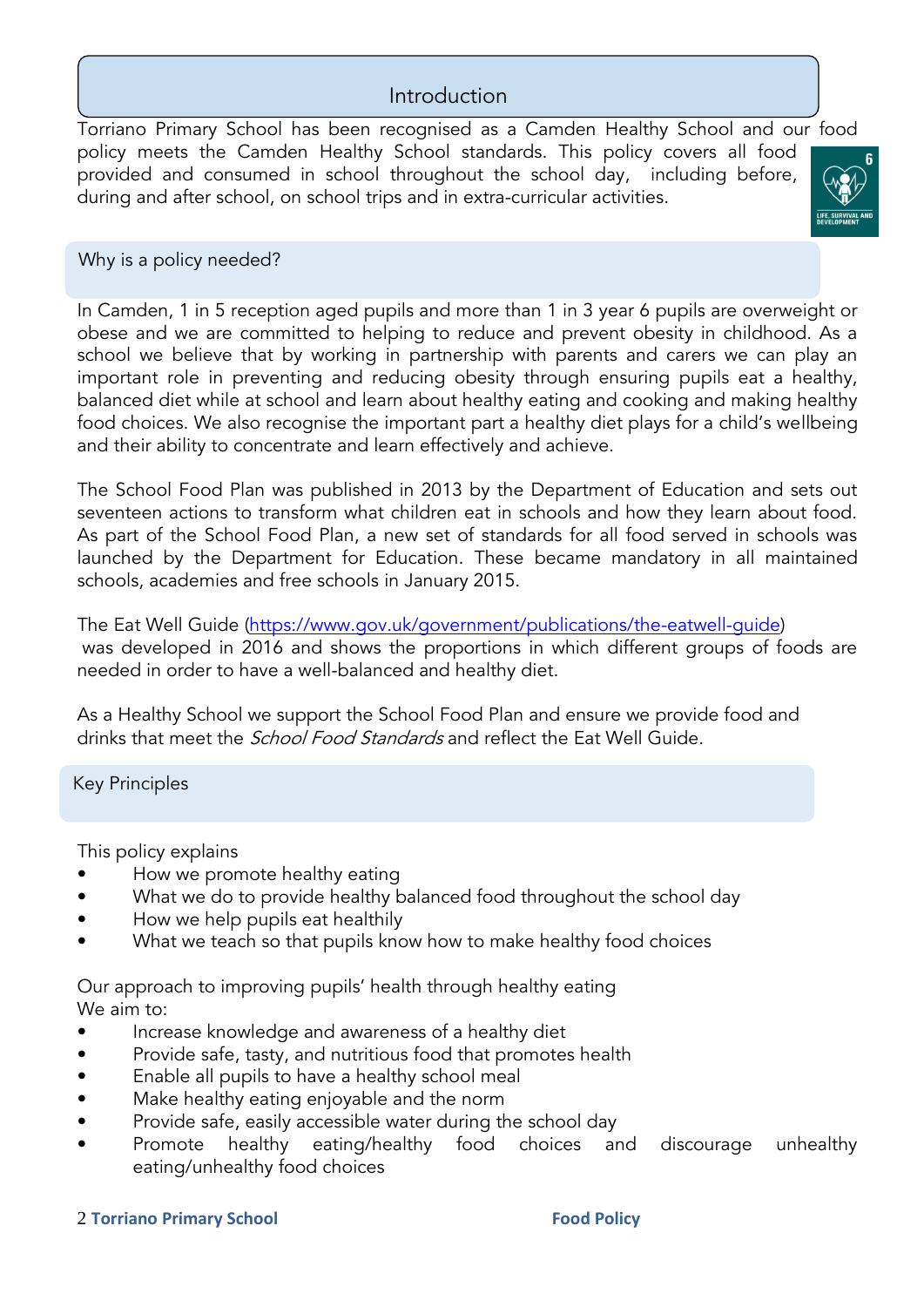## Introduction

Torriano Primary School has been recognised as a Camden Healthy School and our food policy meets the Camden Healthy School standards. This policy covers all food provided and consumed in school throughout the school day, including before, during and after school, on school trips and in extra-curricular activities.

### Why is a policy needed?

In Camden, 1 in 5 reception aged pupils and more than 1 in 3 year 6 pupils are overweight or obese and we are committed to helping to reduce and prevent obesity in childhood. As a school we believe that by working in partnership with parents and carers we can play an important role in preventing and reducing obesity through ensuring pupils eat a healthy, balanced diet while at school and learn about healthy eating and cooking and making healthy food choices. We also recognise the important part a healthy diet plays for a child's wellbeing and their ability to concentrate and learn effectively and achieve.

The School Food Plan was published in 2013 by the Department of Education and sets out seventeen actions to transform what children eat in schools and how they learn about food. As part of the School Food Plan, a new set of standards for all food served in schools was launched by the Department for Education. These became mandatory in all maintained schools, academies and free schools in January 2015.

The Eat Well Guide (https://www.gov.uk/government/publications/the-eatwell-guide) was developed in 2016 and shows the proportions in which different groups of foods are needed in order to have a well-balanced and healthy diet.

As a Healthy School we support the School Food Plan and ensure we provide food and drinks that meet the *School Food Standards* and reflect the Eat Well Guide.

### Key Principles

This policy explains

- How we promote healthy eating
- What we do to provide healthy balanced food throughout the school day
- How we help pupils eat healthily
- What we teach so that pupils know how to make healthy food choices

Our approach to improving pupils' health through healthy eating
We aim to:

- Increase knowledge and awareness of a healthy diet
- Provide safe, tasty, and nutritious food that promotes health
- Enable all pupils to have a healthy school meal
- Make healthy eating enjoyable and the norm
- Provide safe, easily accessible water during the school day
- Promote healthy eating/healthy food choices and discourage unhealthy eating/unhealthy food choices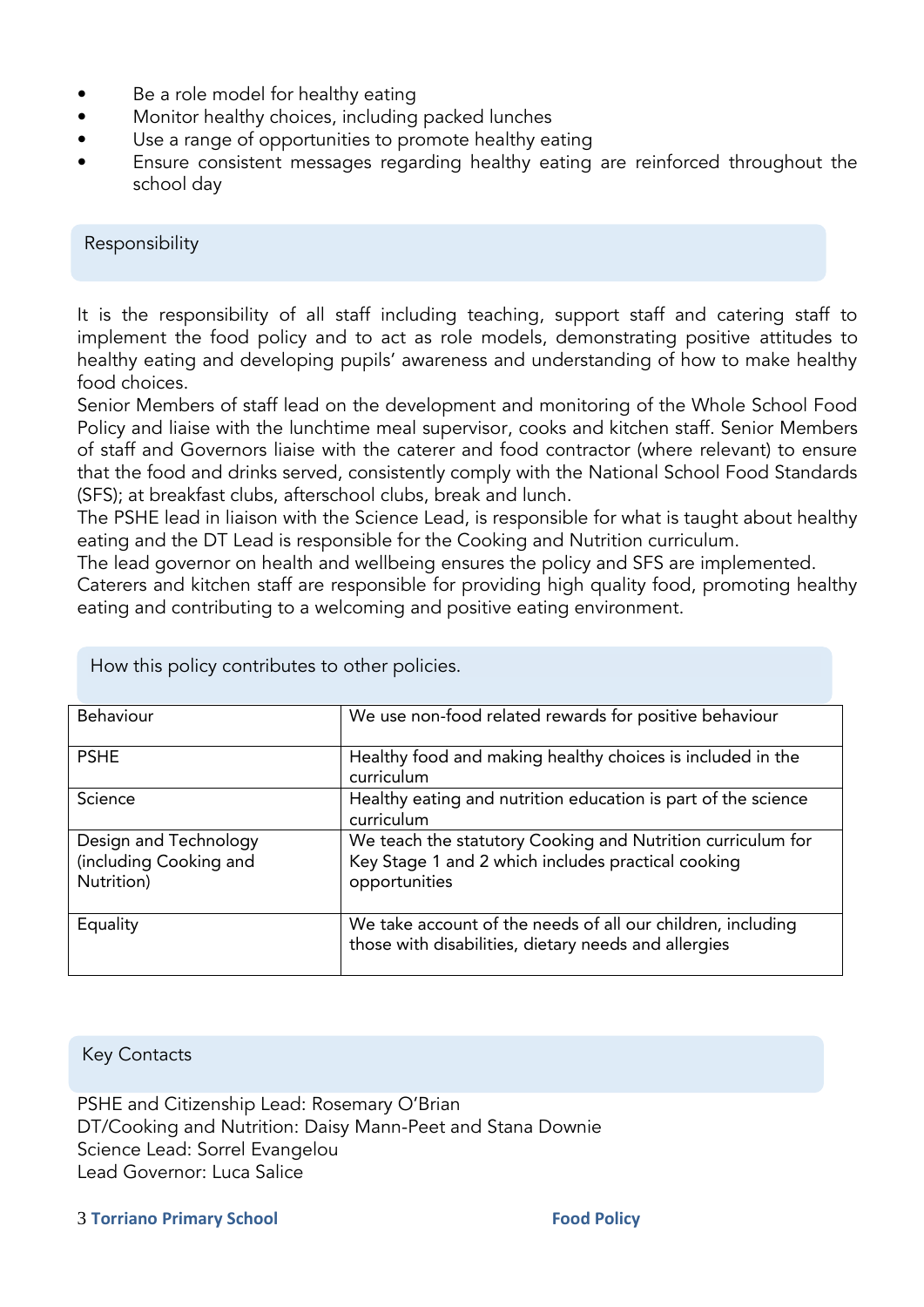- Be a role model for healthy eating
- Monitor healthy choices, including packed lunches
- Use a range of opportunities to promote healthy eating
- Ensure consistent messages regarding healthy eating are reinforced throughout the school day

## Responsibility

It is the responsibility of all staff including teaching, support staff and catering staff to implement the food policy and to act as role models, demonstrating positive attitudes to healthy eating and developing pupils' awareness and understanding of how to make healthy food choices.

Senior Members of staff lead on the development and monitoring of the Whole School Food Policy and liaise with the lunchtime meal supervisor, cooks and kitchen staff. Senior Members of staff and Governors liaise with the caterer and food contractor (where relevant) to ensure that the food and drinks served, consistently comply with the National School Food Standards (SFS); at breakfast clubs, afterschool clubs, break and lunch.

The PSHE lead in liaison with the Science Lead, is responsible for what is taught about healthy eating and the DT Lead is responsible for the Cooking and Nutrition curriculum.

The lead governor on health and wellbeing ensures the policy and SFS are implemented.

Caterers and kitchen staff are responsible for providing high quality food, promoting healthy eating and contributing to a welcoming and positive eating environment.

## How this policy contributes to other policies.

| | |
|---|---|
| Behaviour | We use non-food related rewards for positive behaviour |
| PSHE | Healthy food and making healthy choices is included in the curriculum |
| Science | Healthy eating and nutrition education is part of the science curriculum |
| Design and Technology (including Cooking and Nutrition) | We teach the statutory Cooking and Nutrition curriculum for Key Stage 1 and 2 which includes practical cooking opportunities |
| Equality | We take account of the needs of all our children, including those with disabilities, dietary needs and allergies |

## Key Contacts

PSHE and Citizenship Lead: Rosemary O'Brian
DT/Cooking and Nutrition: Daisy Mann-Peet and Stana Downie
Science Lead: Sorrel Evangelou
Lead Governor: Luca Salice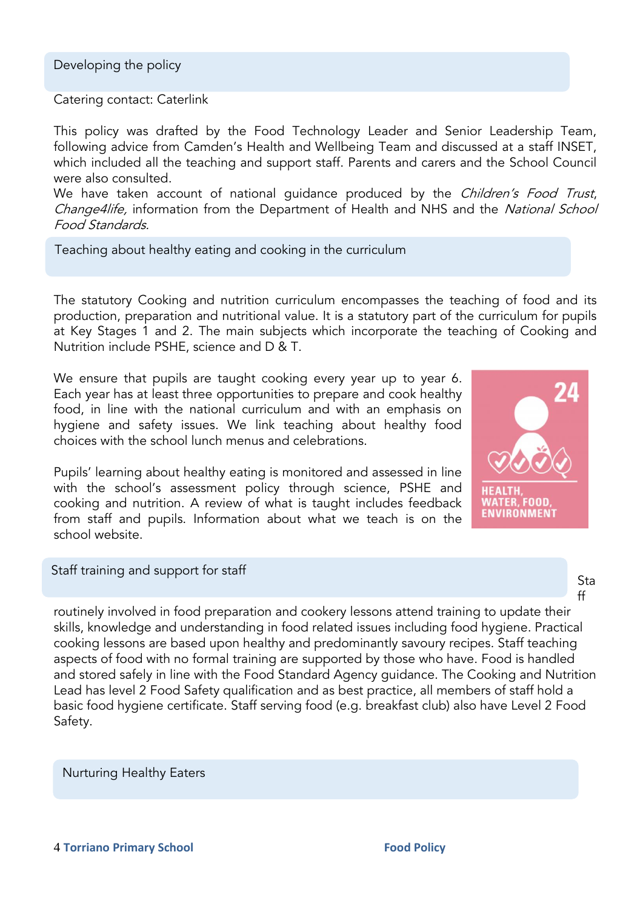## Developing the policy

Catering contact: Caterlink

This policy was drafted by the Food Technology Leader and Senior Leadership Team, following advice from Camden's Health and Wellbeing Team and discussed at a staff INSET, which included all the teaching and support staff. Parents and carers and the School Council were also consulted.
We have taken account of national guidance produced by the *Children's Food Trust*, *Change4life,* information from the Department of Health and NHS and the *National School Food Standards*.

## Teaching about healthy eating and cooking in the curriculum

The statutory Cooking and nutrition curriculum encompasses the teaching of food and its production, preparation and nutritional value. It is a statutory part of the curriculum for pupils at Key Stages 1 and 2. The main subjects which incorporate the teaching of Cooking and Nutrition include PSHE, science and D & T.

We ensure that pupils are taught cooking every year up to year 6. Each year has at least three opportunities to prepare and cook healthy food, in line with the national curriculum and with an emphasis on hygiene and safety issues. We link teaching about healthy food choices with the school lunch menus and celebrations.

24
HEALTH, WATER, FOOD, ENVIRONMENT

Pupils' learning about healthy eating is monitored and assessed in line with the school's assessment policy through science, PSHE and cooking and nutrition. A review of what is taught includes feedback from staff and pupils. Information about what we teach is on the school website.

## Staff training and support for staff

Staff routinely involved in food preparation and cookery lessons attend training to update their skills, knowledge and understanding in food related issues including food hygiene. Practical cooking lessons are based upon healthy and predominantly savoury recipes. Staff teaching aspects of food with no formal training are supported by those who have. Food is handled and stored safely in line with the Food Standard Agency guidance. The Cooking and Nutrition Lead has level 2 Food Safety qualification and as best practice, all members of staff hold a basic food hygiene certificate. Staff serving food (e.g. breakfast club) also have Level 2 Food Safety.

## Nurturing Healthy Eaters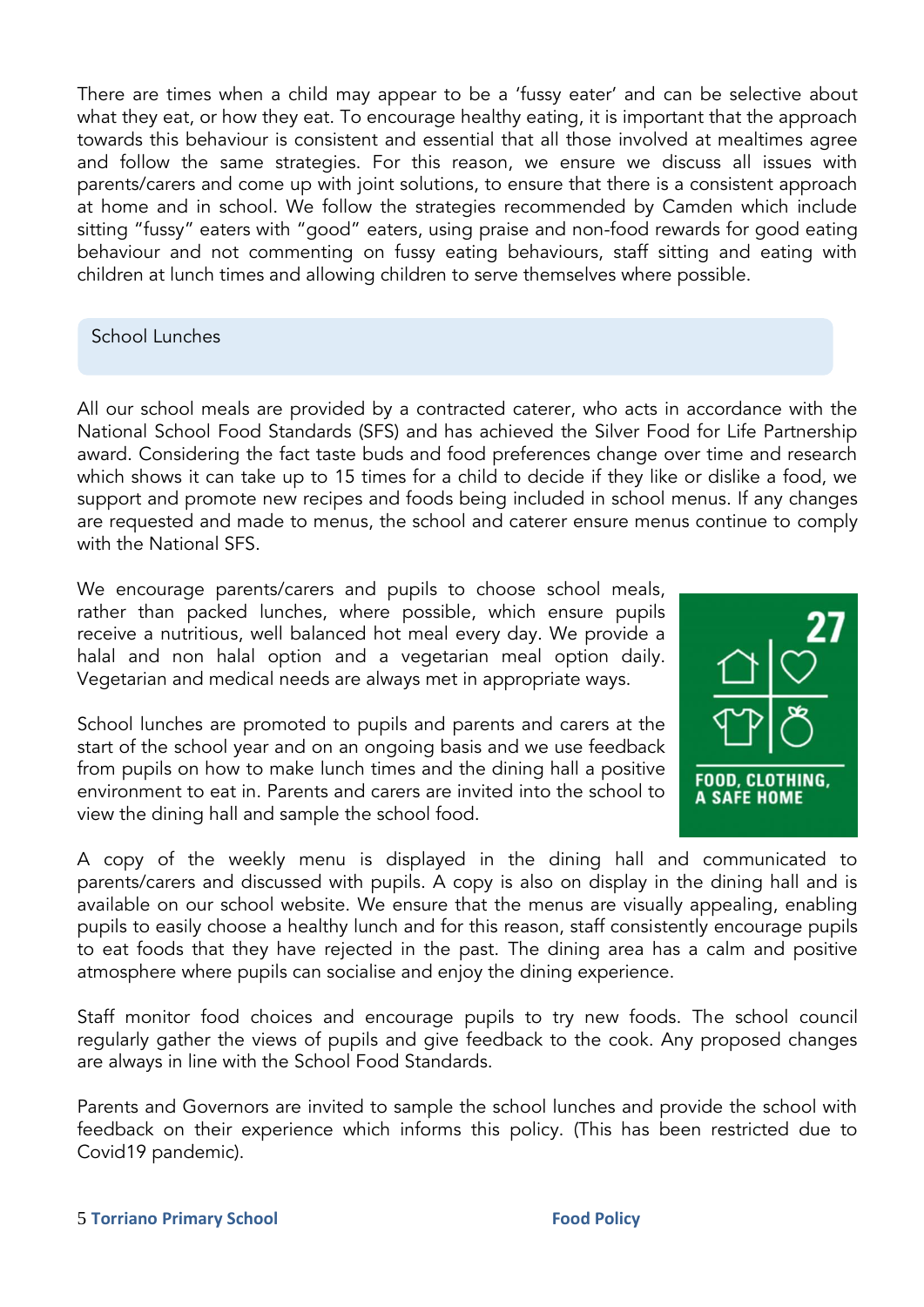There are times when a child may appear to be a 'fussy eater' and can be selective about what they eat, or how they eat. To encourage healthy eating, it is important that the approach towards this behaviour is consistent and essential that all those involved at mealtimes agree and follow the same strategies. For this reason, we ensure we discuss all issues with parents/carers and come up with joint solutions, to ensure that there is a consistent approach at home and in school. We follow the strategies recommended by Camden which include sitting "fussy" eaters with "good" eaters, using praise and non-food rewards for good eating behaviour and not commenting on fussy eating behaviours, staff sitting and eating with children at lunch times and allowing children to serve themselves where possible.

## School Lunches

All our school meals are provided by a contracted caterer, who acts in accordance with the National School Food Standards (SFS) and has achieved the Silver Food for Life Partnership award. Considering the fact taste buds and food preferences change over time and research which shows it can take up to 15 times for a child to decide if they like or dislike a food, we support and promote new recipes and foods being included in school menus. If any changes are requested and made to menus, the school and caterer ensure menus continue to comply with the National SFS.

We encourage parents/carers and pupils to choose school meals, rather than packed lunches, where possible, which ensure pupils receive a nutritious, well balanced hot meal every day. We provide a halal and non halal option and a vegetarian meal option daily. Vegetarian and medical needs are always met in appropriate ways.

27

FOOD, CLOTHING, A SAFE HOME

School lunches are promoted to pupils and parents and carers at the start of the school year and on an ongoing basis and we use feedback from pupils on how to make lunch times and the dining hall a positive environment to eat in. Parents and carers are invited into the school to view the dining hall and sample the school food.

A copy of the weekly menu is displayed in the dining hall and communicated to parents/carers and discussed with pupils. A copy is also on display in the dining hall and is available on our school website. We ensure that the menus are visually appealing, enabling pupils to easily choose a healthy lunch and for this reason, staff consistently encourage pupils to eat foods that they have rejected in the past. The dining area has a calm and positive atmosphere where pupils can socialise and enjoy the dining experience.

Staff monitor food choices and encourage pupils to try new foods. The school council regularly gather the views of pupils and give feedback to the cook. Any proposed changes are always in line with the School Food Standards.

Parents and Governors are invited to sample the school lunches and provide the school with feedback on their experience which informs this policy. (This has been restricted due to Covid19 pandemic).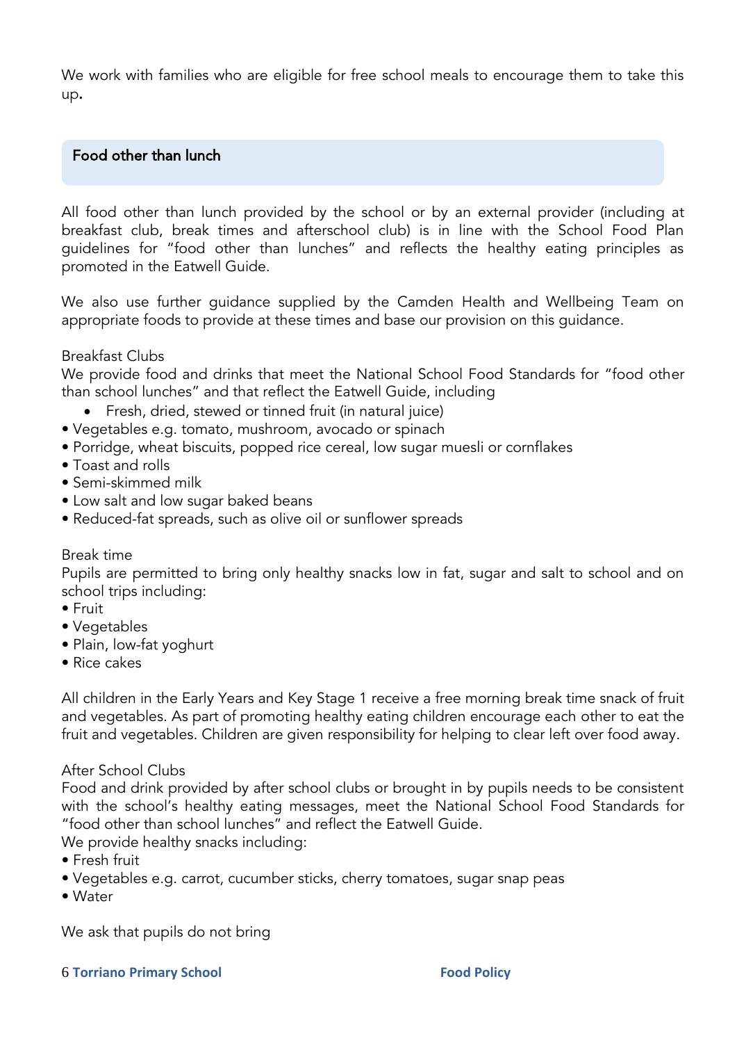We work with families who are eligible for free school meals to encourage them to take this up.

## Food other than lunch

All food other than lunch provided by the school or by an external provider (including at breakfast club, break times and afterschool club) is in line with the School Food Plan guidelines for "food other than lunches" and reflects the healthy eating principles as promoted in the Eatwell Guide.

We also use further guidance supplied by the Camden Health and Wellbeing Team on appropriate foods to provide at these times and base our provision on this guidance.

Breakfast Clubs
We provide food and drinks that meet the National School Food Standards for "food other than school lunches" and that reflect the Eatwell Guide, including

- Fresh, dried, stewed or tinned fruit (in natural juice)
- Vegetables e.g. tomato, mushroom, avocado or spinach
- Porridge, wheat biscuits, popped rice cereal, low sugar muesli or cornflakes
- Toast and rolls
- Semi-skimmed milk
- Low salt and low sugar baked beans
- Reduced-fat spreads, such as olive oil or sunflower spreads

Break time
Pupils are permitted to bring only healthy snacks low in fat, sugar and salt to school and on school trips including:

- Fruit
- Vegetables
- Plain, low-fat yoghurt
- Rice cakes

All children in the Early Years and Key Stage 1 receive a free morning break time snack of fruit and vegetables. As part of promoting healthy eating children encourage each other to eat the fruit and vegetables. Children are given responsibility for helping to clear left over food away.

After School Clubs
Food and drink provided by after school clubs or brought in by pupils needs to be consistent with the school's healthy eating messages, meet the National School Food Standards for "food other than school lunches" and reflect the Eatwell Guide.
We provide healthy snacks including:

- Fresh fruit
- Vegetables e.g. carrot, cucumber sticks, cherry tomatoes, sugar snap peas
- Water

We ask that pupils do not bring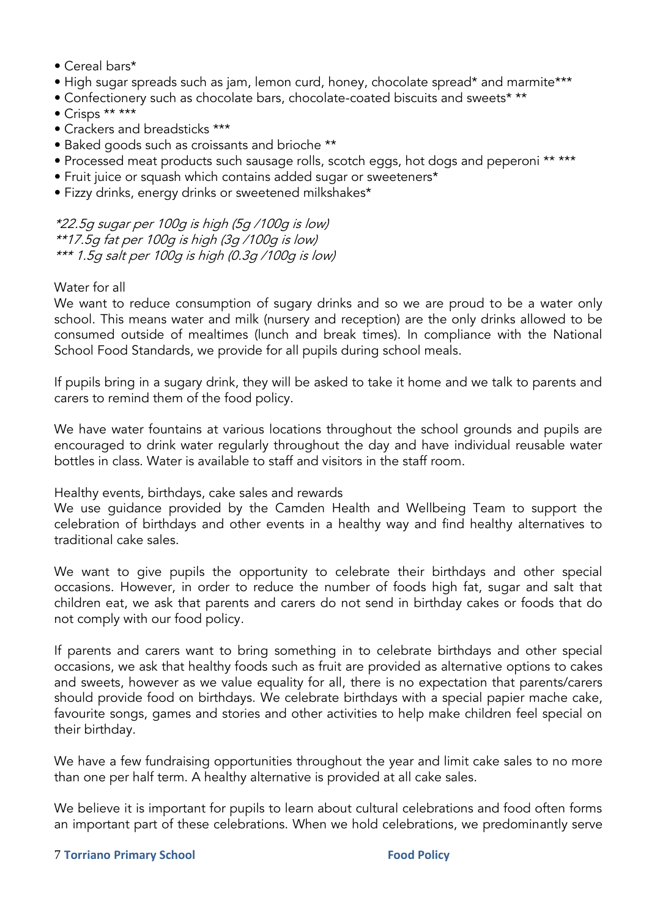- Cereal bars*
- High sugar spreads such as jam, lemon curd, honey, chocolate spread* and marmite***
- Confectionery such as chocolate bars, chocolate-coated biscuits and sweets* **
- Crisps ** ***
- Crackers and breadsticks ***
- Baked goods such as croissants and brioche **
- Processed meat products such sausage rolls, scotch eggs, hot dogs and peperoni ** ***
- Fruit juice or squash which contains added sugar or sweeteners*
- Fizzy drinks, energy drinks or sweetened milkshakes*

*\*22.5g sugar per 100g is high (5g /100g is low)*
*\*\*17.5g fat per 100g is high (3g /100g is low)*
*\*\*\* 1.5g salt per 100g is high (0.3g /100g is low)*

Water for all

We want to reduce consumption of sugary drinks and so we are proud to be a water only school. This means water and milk (nursery and reception) are the only drinks allowed to be consumed outside of mealtimes (lunch and break times). In compliance with the National School Food Standards, we provide for all pupils during school meals.

If pupils bring in a sugary drink, they will be asked to take it home and we talk to parents and carers to remind them of the food policy.

We have water fountains at various locations throughout the school grounds and pupils are encouraged to drink water regularly throughout the day and have individual reusable water bottles in class. Water is available to staff and visitors in the staff room.

Healthy events, birthdays, cake sales and rewards

We use guidance provided by the Camden Health and Wellbeing Team to support the celebration of birthdays and other events in a healthy way and find healthy alternatives to traditional cake sales.

We want to give pupils the opportunity to celebrate their birthdays and other special occasions. However, in order to reduce the number of foods high fat, sugar and salt that children eat, we ask that parents and carers do not send in birthday cakes or foods that do not comply with our food policy.

If parents and carers want to bring something in to celebrate birthdays and other special occasions, we ask that healthy foods such as fruit are provided as alternative options to cakes and sweets, however as we value equality for all, there is no expectation that parents/carers should provide food on birthdays. We celebrate birthdays with a special papier mache cake, favourite songs, games and stories and other activities to help make children feel special on their birthday.

We have a few fundraising opportunities throughout the year and limit cake sales to no more than one per half term. A healthy alternative is provided at all cake sales.

We believe it is important for pupils to learn about cultural celebrations and food often forms an important part of these celebrations. When we hold celebrations, we predominantly serve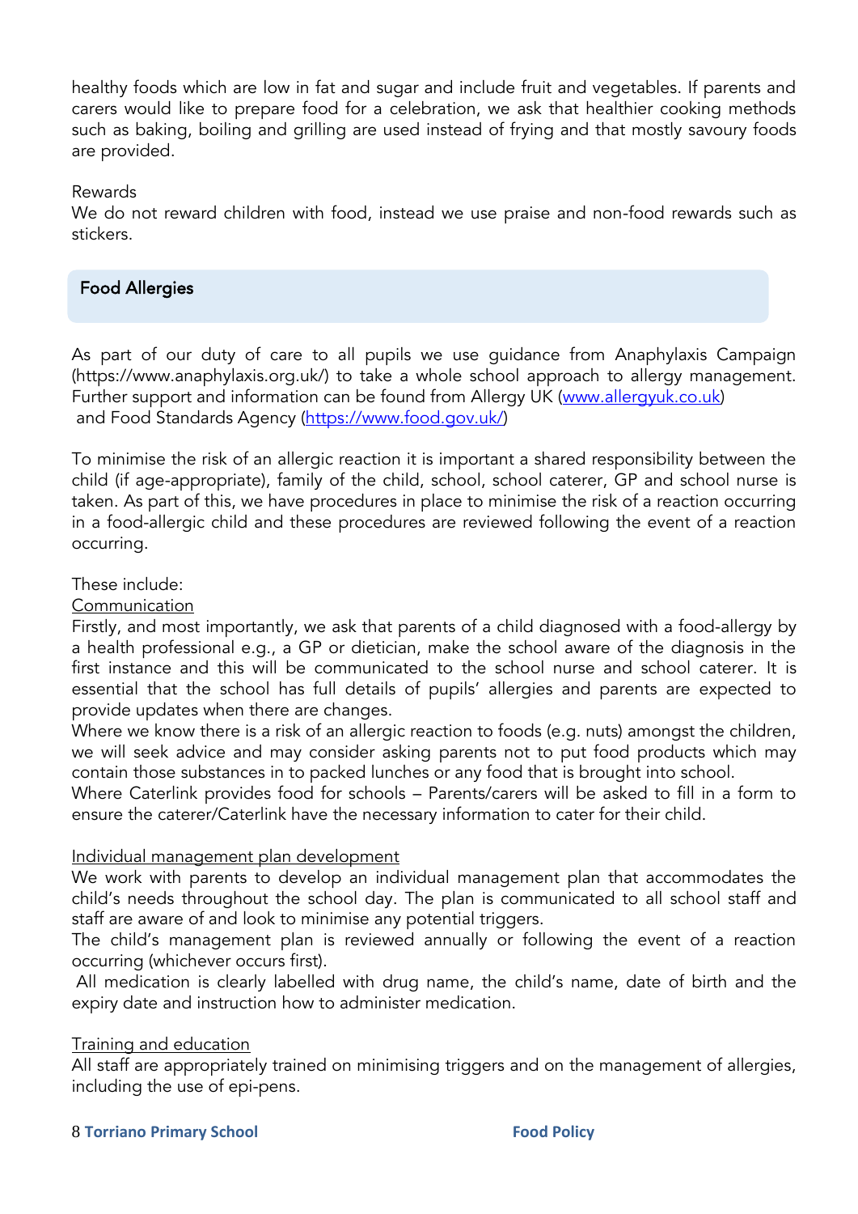healthy foods which are low in fat and sugar and include fruit and vegetables. If parents and carers would like to prepare food for a celebration, we ask that healthier cooking methods such as baking, boiling and grilling are used instead of frying and that mostly savoury foods are provided.

Rewards

We do not reward children with food, instead we use praise and non-food rewards such as stickers.

## Food Allergies

As part of our duty of care to all pupils we use guidance from Anaphylaxis Campaign (https://www.anaphylaxis.org.uk/) to take a whole school approach to allergy management. Further support and information can be found from Allergy UK ([www.allergyuk.co.uk](www.allergyuk.co.uk)) and Food Standards Agency ([https://www.food.gov.uk/](https://www.food.gov.uk/))

To minimise the risk of an allergic reaction it is important a shared responsibility between the child (if age-appropriate), family of the child, school, school caterer, GP and school nurse is taken. As part of this, we have procedures in place to minimise the risk of a reaction occurring in a food-allergic child and these procedures are reviewed following the event of a reaction occurring.

These include:

<u>Communication</u>

Firstly, and most importantly, we ask that parents of a child diagnosed with a food-allergy by a health professional e.g., a GP or dietician, make the school aware of the diagnosis in the first instance and this will be communicated to the school nurse and school caterer. It is essential that the school has full details of pupils' allergies and parents are expected to provide updates when there are changes.

Where we know there is a risk of an allergic reaction to foods (e.g. nuts) amongst the children, we will seek advice and may consider asking parents not to put food products which may contain those substances in to packed lunches or any food that is brought into school.

Where Caterlink provides food for schools – Parents/carers will be asked to fill in a form to ensure the caterer/Caterlink have the necessary information to cater for their child.

<u>Individual management plan development</u>

We work with parents to develop an individual management plan that accommodates the child's needs throughout the school day. The plan is communicated to all school staff and staff are aware of and look to minimise any potential triggers.

The child's management plan is reviewed annually or following the event of a reaction occurring (whichever occurs first).

All medication is clearly labelled with drug name, the child's name, date of birth and the expiry date and instruction how to administer medication.

<u>Training and education</u>

All staff are appropriately trained on minimising triggers and on the management of allergies, including the use of epi-pens.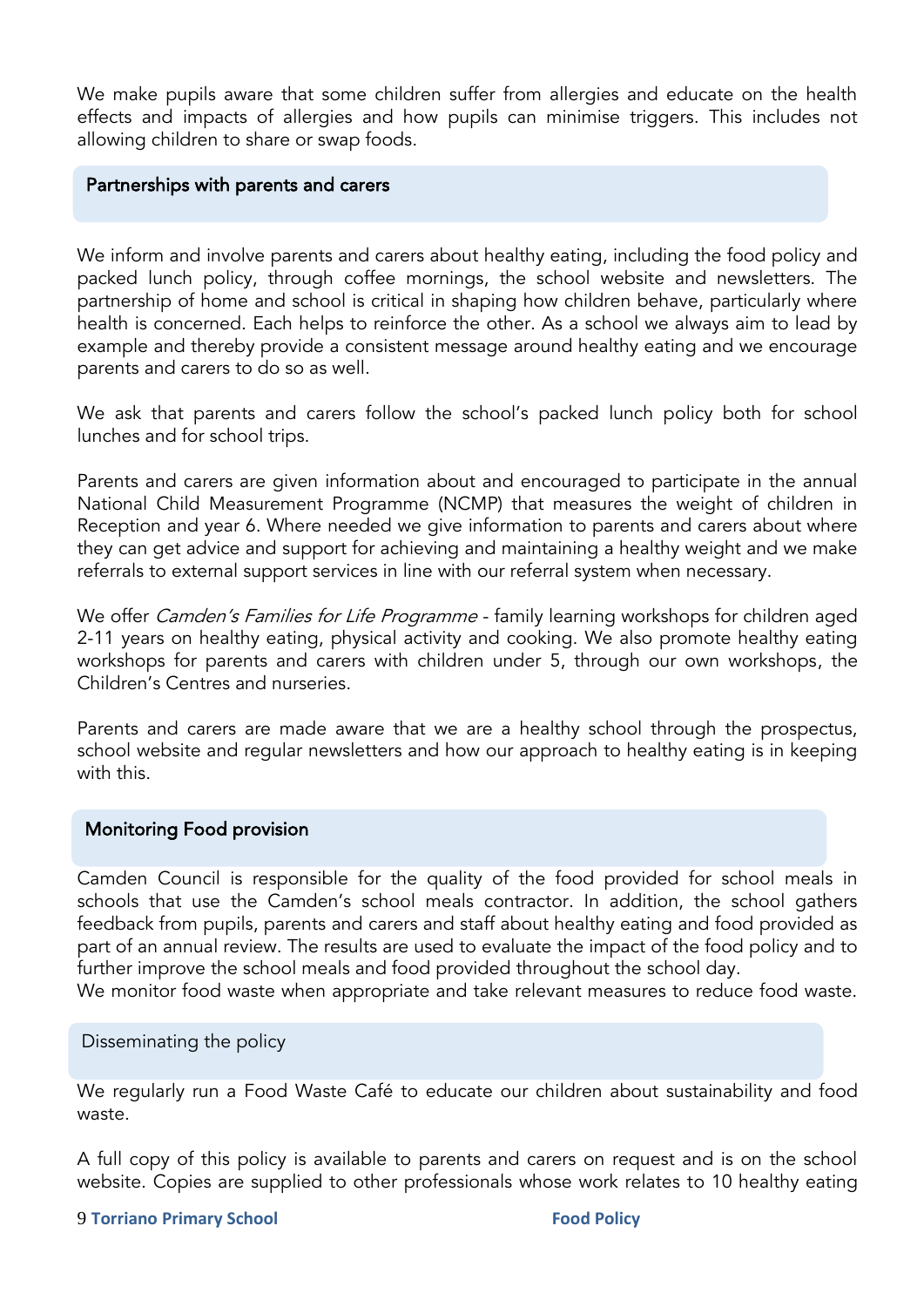We make pupils aware that some children suffer from allergies and educate on the health effects and impacts of allergies and how pupils can minimise triggers. This includes not allowing children to share or swap foods.

## Partnerships with parents and carers

We inform and involve parents and carers about healthy eating, including the food policy and packed lunch policy, through coffee mornings, the school website and newsletters. The partnership of home and school is critical in shaping how children behave, particularly where health is concerned. Each helps to reinforce the other. As a school we always aim to lead by example and thereby provide a consistent message around healthy eating and we encourage parents and carers to do so as well.

We ask that parents and carers follow the school's packed lunch policy both for school lunches and for school trips.

Parents and carers are given information about and encouraged to participate in the annual National Child Measurement Programme (NCMP) that measures the weight of children in Reception and year 6. Where needed we give information to parents and carers about where they can get advice and support for achieving and maintaining a healthy weight and we make referrals to external support services in line with our referral system when necessary.

We offer *Camden's Families for Life Programme* - family learning workshops for children aged 2-11 years on healthy eating, physical activity and cooking. We also promote healthy eating workshops for parents and carers with children under 5, through our own workshops, the Children's Centres and nurseries.

Parents and carers are made aware that we are a healthy school through the prospectus, school website and regular newsletters and how our approach to healthy eating is in keeping with this.

## Monitoring Food provision

Camden Council is responsible for the quality of the food provided for school meals in schools that use the Camden's school meals contractor. In addition, the school gathers feedback from pupils, parents and carers and staff about healthy eating and food provided as part of an annual review. The results are used to evaluate the impact of the food policy and to further improve the school meals and food provided throughout the school day.
We monitor food waste when appropriate and take relevant measures to reduce food waste.

## Disseminating the policy

We regularly run a Food Waste Café to educate our children about sustainability and food waste.

A full copy of this policy is available to parents and carers on request and is on the school website. Copies are supplied to other professionals whose work relates to 10 healthy eating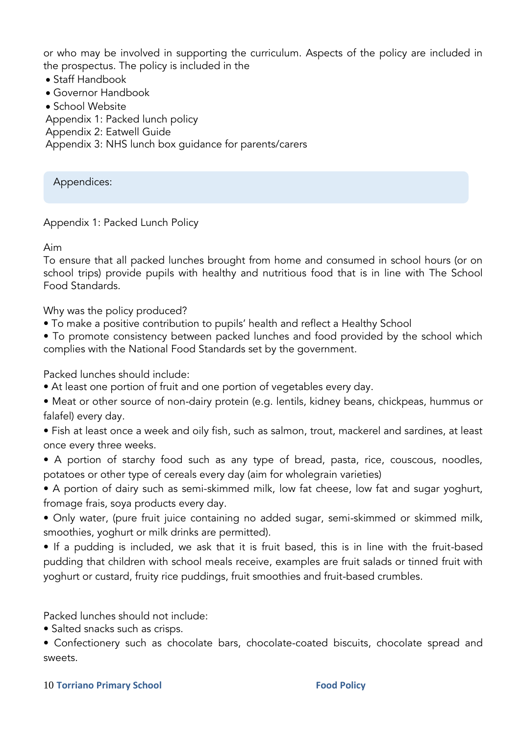or who may be involved in supporting the curriculum. Aspects of the policy are included in the prospectus. The policy is included in the

- Staff Handbook
- Governor Handbook
- School Website

Appendix 1: Packed lunch policy
Appendix 2: Eatwell Guide
Appendix 3: NHS lunch box guidance for parents/carers

## Appendices:

### Appendix 1: Packed Lunch Policy

Aim
To ensure that all packed lunches brought from home and consumed in school hours (or on school trips) provide pupils with healthy and nutritious food that is in line with The School Food Standards.

Why was the policy produced?

- To make a positive contribution to pupils' health and reflect a Healthy School
- To promote consistency between packed lunches and food provided by the school which complies with the National Food Standards set by the government.

Packed lunches should include:

- At least one portion of fruit and one portion of vegetables every day.
- Meat or other source of non-dairy protein (e.g. lentils, kidney beans, chickpeas, hummus or falafel) every day.
- Fish at least once a week and oily fish, such as salmon, trout, mackerel and sardines, at least once every three weeks.
- A portion of starchy food such as any type of bread, pasta, rice, couscous, noodles, potatoes or other type of cereals every day (aim for wholegrain varieties)
- A portion of dairy such as semi-skimmed milk, low fat cheese, low fat and sugar yoghurt, fromage frais, soya products every day.
- Only water, (pure fruit juice containing no added sugar, semi-skimmed or skimmed milk, smoothies, yoghurt or milk drinks are permitted).
- If a pudding is included, we ask that it is fruit based, this is in line with the fruit-based pudding that children with school meals receive, examples are fruit salads or tinned fruit with yoghurt or custard, fruity rice puddings, fruit smoothies and fruit-based crumbles.

Packed lunches should not include:

- Salted snacks such as crisps.
- Confectionery such as chocolate bars, chocolate-coated biscuits, chocolate spread and sweets.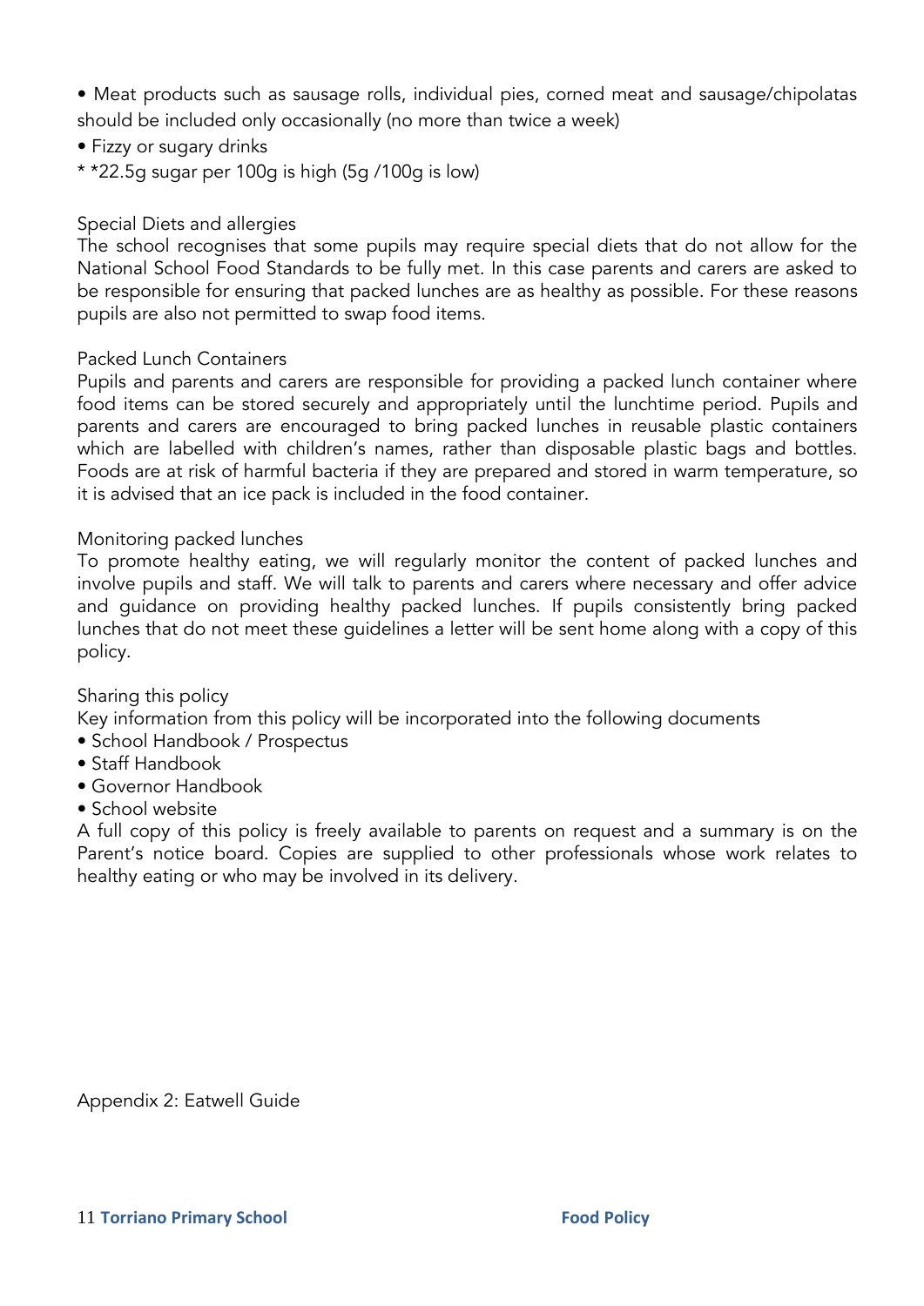- Meat products such as sausage rolls, individual pies, corned meat and sausage/chipolatas should be included only occasionally (no more than twice a week)
- Fizzy or sugary drinks

* *22.5g sugar per 100g is high (5g /100g is low)

### Special Diets and allergies

The school recognises that some pupils may require special diets that do not allow for the National School Food Standards to be fully met. In this case parents and carers are asked to be responsible for ensuring that packed lunches are as healthy as possible. For these reasons pupils are also not permitted to swap food items.

### Packed Lunch Containers

Pupils and parents and carers are responsible for providing a packed lunch container where food items can be stored securely and appropriately until the lunchtime period. Pupils and parents and carers are encouraged to bring packed lunches in reusable plastic containers which are labelled with children's names, rather than disposable plastic bags and bottles. Foods are at risk of harmful bacteria if they are prepared and stored in warm temperature, so it is advised that an ice pack is included in the food container.

### Monitoring packed lunches

To promote healthy eating, we will regularly monitor the content of packed lunches and involve pupils and staff. We will talk to parents and carers where necessary and offer advice and guidance on providing healthy packed lunches. If pupils consistently bring packed lunches that do not meet these guidelines a letter will be sent home along with a copy of this policy.

### Sharing this policy

Key information from this policy will be incorporated into the following documents

- School Handbook / Prospectus
- Staff Handbook
- Governor Handbook
- School website

A full copy of this policy is freely available to parents on request and a summary is on the Parent's notice board. Copies are supplied to other professionals whose work relates to healthy eating or who may be involved in its delivery.

### Appendix 2: Eatwell Guide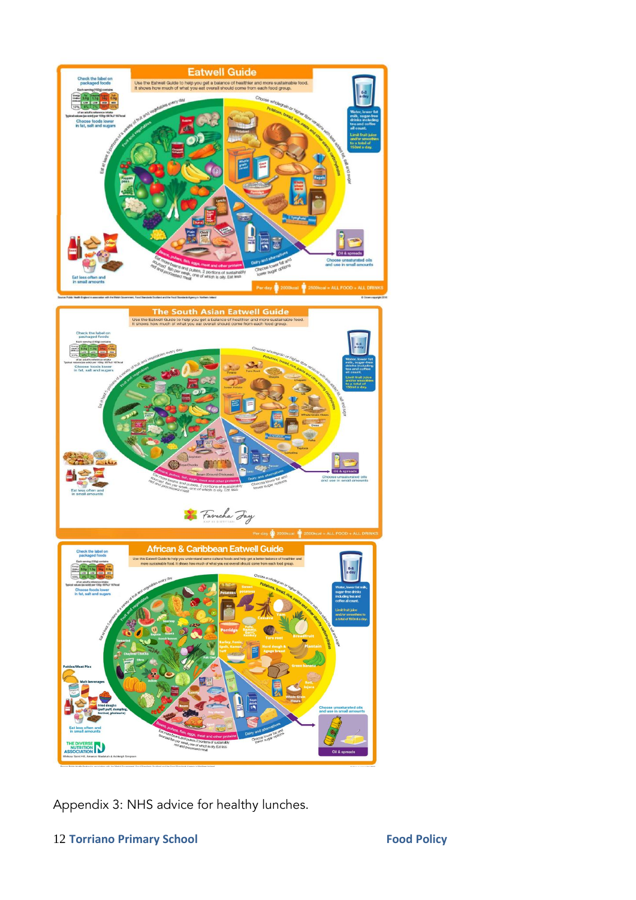Appendix 3: NHS advice for healthy lunches.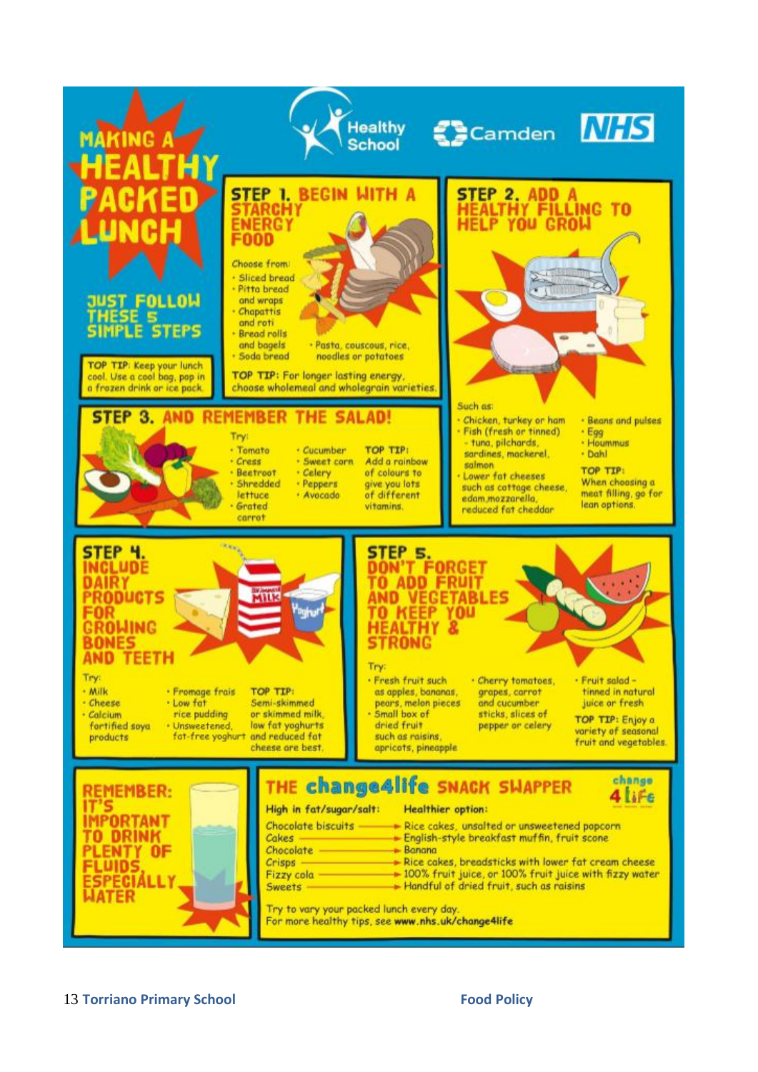Healthy School · Camden · NHS

# MAKING A HEALTHY PACKED LUNCH

JUST FOLLOW THESE 5 SIMPLE STEPS

**TOP TIP:** Keep your lunch cool. Use a cool bag, pop in a frozen drink or ice pack.

## STEP 1. BEGIN WITH A STARCHY ENERGY FOOD

Choose from:

- Sliced bread
- Pitta bread and wraps
- Chapattis and roti
- Bread rolls and bagels
- Soda bread
- Pasta, couscous, rice, noodles or potatoes

**TOP TIP:** For longer lasting energy, choose wholemeal and wholegrain varieties.

## STEP 2. ADD A HEALTHY FILLING TO HELP YOU GROW

Such as:

- Chicken, turkey or ham
- Fish (fresh or tinned) - tuna, pilchards, sardines, mackerel, salmon
- Lower fat cheeses such as cottage cheese, edam,mozzarella, reduced fat cheddar
- Beans and pulses
- Egg
- Hoummus
- Dahl

**TOP TIP:** When choosing a meat filling, go for lean options.

## STEP 3. AND REMEMBER THE SALAD!

Try:

- Tomato
- Cress
- Beetroot
- Shredded lettuce
- Grated carrot
- Cucumber
- Sweet corn
- Celery
- Peppers
- Avocado

**TOP TIP:** Add a rainbow of colours to give you lots of different vitamins.

## STEP 4. INCLUDE DAIRY PRODUCTS FOR GROWING BONES AND TEETH

Try:

- Milk
- Cheese
- Calcium fortified soya products
- Fromage frais
- Low fat rice pudding
- Unsweetened, fat-free yoghurt

**TOP TIP:** Semi-skimmed or skimmed milk, low fat yoghurts and reduced fat cheese are best.

## STEP 5. DON'T FORGET TO ADD FRUIT AND VEGETABLES TO KEEP YOU HEALTHY & STRONG

Try:

- Fresh fruit such as apples, bananas, pears, melon pieces
- Small box of dried fruit such as raisins, apricots, pineapple
- Cherry tomatoes, grapes, carrot and cucumber sticks, slices of pepper or celery
- Fruit salad - tinned in natural juice or fresh

**TOP TIP:** Enjoy a variety of seasonal fruit and vegetables.

## REMEMBER: IT'S IMPORTANT TO DRINK PLENTY OF FLUIDS, ESPECIALLY WATER

## THE change4life SNACK SWAPPER

| High in fat/sugar/salt: | Healthier option: |
|---|---|
| Chocolate biscuits | Rice cakes, unsalted or unsweetened popcorn |
| Cakes | English-style breakfast muffin, fruit scone |
| Chocolate | Banana |
| Crisps | Rice cakes, breadsticks with lower fat cream cheese |
| Fizzy cola | 100% fruit juice, or 100% fruit juice with fizzy water |
| Sweets | Handful of dried fruit, such as raisins |

Try to vary your packed lunch every day.
For more healthy tips, see **www.nhs.uk/change4life**